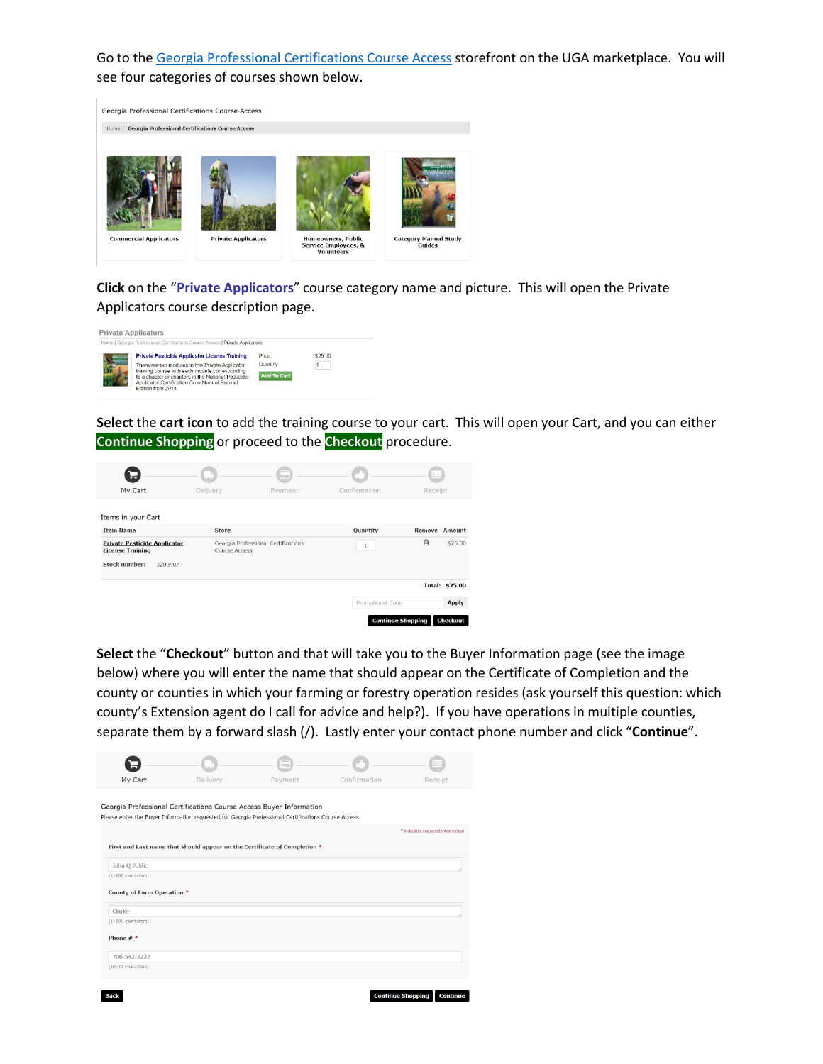Go to the Georgia Professional Certifications Course Access storefront on the UGA marketplace. You will see four categories of courses shown below.

Georgia Professional Certifications Course Access

Home / Georgia Professional Certifications Course Access

Commercial Applicators

Private Applicators

Homeowners, Public Service Employees, & Volunteers

Category Manual Study Guides

**Click** on the "**Private Applicators**" course category name and picture. This will open the Private Applicators course description page.

Private Applicators

Home | Georgia Professional Certifications Course Access | Private Applicators

**Private Pesticide Applicator License Training**

There are ten modules in this Private Applicator training course with each module corresponding to a chapter or chapters in the National Pesticide Applicator Certification Core Manual Second Edition from 2014

Price: $25.00

Quantity: 1

Add To Cart

**Select** the **cart icon** to add the training course to your cart. This will open your Cart, and you can either **Continue Shopping** or proceed to the **Checkout** procedure.

My Cart — Delivery — Payment — Confirmation — Receipt

Items in your Cart

| Item Name | Store | Quantity | Remove | Amount |
|---|---|---|---|---|
| Private Pesticide Applicator License Training | Georgia Professional Certifications Course Access | 1 | | $25.00 |
| Stock number: 3200407 | | | | |

Total: $25.00

Promotional Code | Apply

Continue Shopping | Checkout

**Select** the "**Checkout**" button and that will take you to the Buyer Information page (see the image below) where you will enter the name that should appear on the Certificate of Completion and the county or counties in which your farming or forestry operation resides (ask yourself this question: which county's Extension agent do I call for advice and help?). If you have operations in multiple counties, separate them by a forward slash (/). Lastly enter your contact phone number and click "**Continue**".

My Cart — Delivery — Payment — Confirmation — Receipt

Georgia Professional Certifications Course Access Buyer Information

Please enter the Buyer Information requested for Georgia Professional Certifications Course Access.

\* Indicates required information

First and Last name that should appear on the Certificate of Completion *

John Q Public

(1-100 characters)

County of Farm Operation *

Clarke

(1-100 characters)

Phone # *

706-542-2222

(10-12 characters)

Back | Continue Shopping | Continue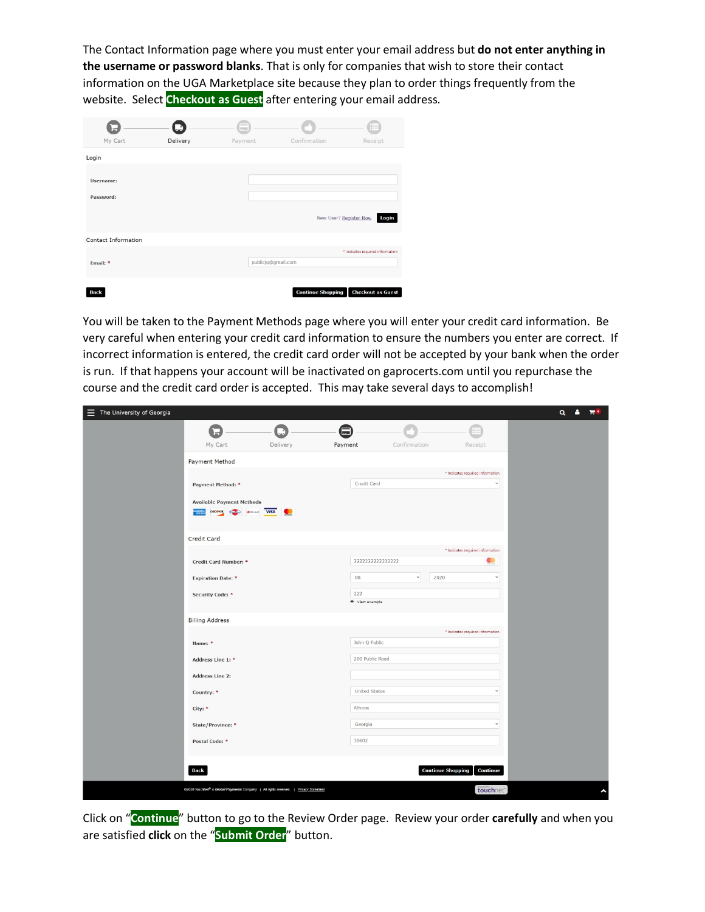The Contact Information page where you must enter your email address but **do not enter anything in the username or password blanks**. That is only for companies that wish to store their contact information on the UGA Marketplace site because they plan to order things frequently from the website. Select **Checkout as Guest** after entering your email address.

You will be taken to the Payment Methods page where you will enter your credit card information. Be very careful when entering your credit card information to ensure the numbers you enter are correct. If incorrect information is entered, the credit card order will not be accepted by your bank when the order is run. If that happens your account will be inactivated on gaprocerts.com until you repurchase the course and the credit card order is accepted. This may take several days to accomplish!

Click on "**Continue**" button to go to the Review Order page. Review your order **carefully** and when you are satisfied **click** on the "**Submit Order**" button.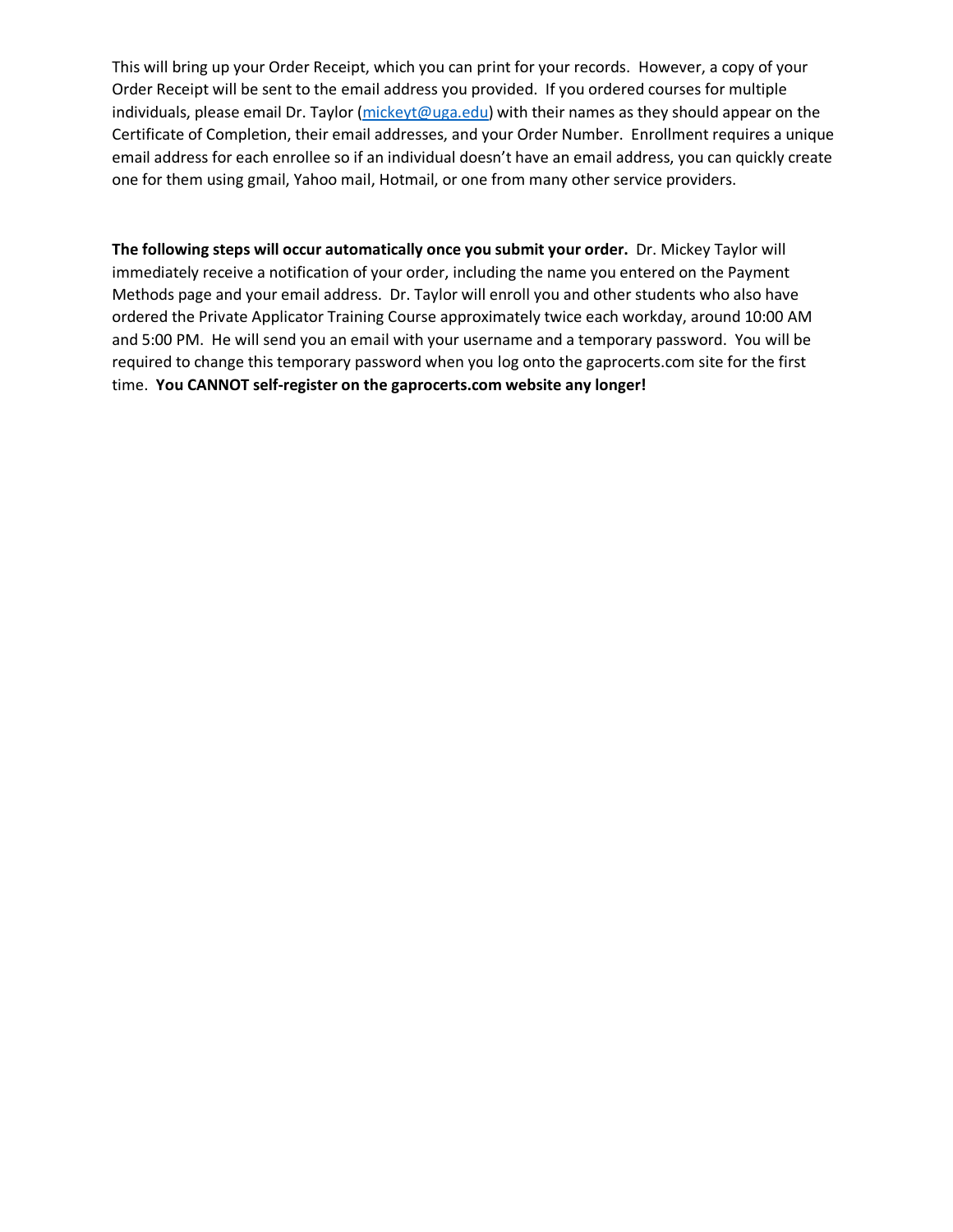This will bring up your Order Receipt, which you can print for your records. However, a copy of your Order Receipt will be sent to the email address you provided. If you ordered courses for multiple individuals, please email Dr. Taylor (mickeyt@uga.edu) with their names as they should appear on the Certificate of Completion, their email addresses, and your Order Number. Enrollment requires a unique email address for each enrollee so if an individual doesn't have an email address, you can quickly create one for them using gmail, Yahoo mail, Hotmail, or one from many other service providers.

**The following steps will occur automatically once you submit your order.** Dr. Mickey Taylor will immediately receive a notification of your order, including the name you entered on the Payment Methods page and your email address. Dr. Taylor will enroll you and other students who also have ordered the Private Applicator Training Course approximately twice each workday, around 10:00 AM and 5:00 PM. He will send you an email with your username and a temporary password. You will be required to change this temporary password when you log onto the gaprocerts.com site for the first time. **You CANNOT self-register on the gaprocerts.com website any longer!**